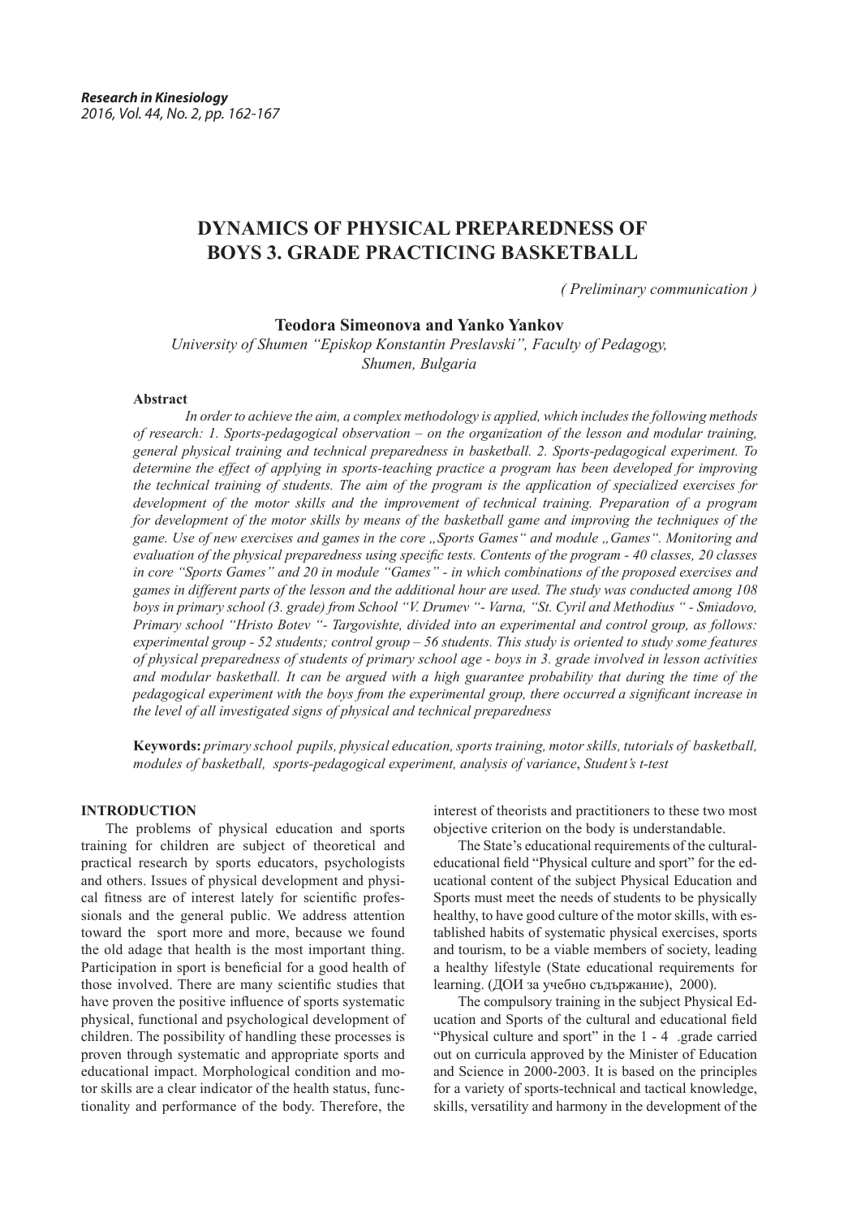# DYNAMICS OF PHYSICAL PREPAREDNESS OF BOYS 3. GRADE PRACTICING BASKETBALL

*( Preliminary communication )*

**Teodora Simeonova and Yanko Yankov**

*University of Shumen "Episkop Konstantin Preslavski", Faculty of Pedagogy, Shumen, Bulgaria*

### Abstract

*In order to achieve the aim, a complex methodology is applied, which includes the following methods of research: 1. Sports-pedagogical observation – on the organization of the lesson and modular training, general physical training and technical preparedness in basketball. 2. Sports-pedagogical experiment. To determine the effect of applying in sports-teaching practice a program has been developed for improving the technical training of students. The aim of the program is the application of specialized exercises for development of the motor skills and the improvement of technical training. Preparation of a program for development of the motor skills by means of the basketball game and improving the techniques of the game. Use of new exercises and games in the core „Sports Games" and module „Games". Monitoring and evaluation of the physical preparedness using specific tests. Contents of the program - 40 classes, 20 classes in core "Sports Games" and 20 in module "Games" - in which combinations of the proposed exercises and games in different parts of the lesson and the additional hour are used. The study was conducted among 108 boys in primary school (3. grade) from School "V. Drumev "- Varna, "St. Cyril and Methodius " - Smiadovo, Primary school "Hristo Botev "- Targovishte, divided into an experimental and control group, as follows: experimental group - 52 students; control group – 56 students. This study is oriented to study some features of physical preparedness of students of primary school age - boys in 3. grade involved in lesson activities and modular basketball. It can be argued with a high guarantee probability that during the time of the pedagogical experiment with the boys from the experimental group, there occurred a significant increase in the level of all investigated signs of physical and technical preparedness*

**Keywords:** *primary school pupils, physical education, sports training, motor skills, tutorials of basketball, modules of basketball, sports-pedagogical experiment, analysis of variance, Student's t-test*

## INTRODUCTION

The problems of physical education and sports training for children are subject of theoretical and practical research by sports educators, psychologists and others. Issues of physical development and physical fitness are of interest lately for scientific professionals and the general public. We address attention toward the sport more and more, because we found the old adage that health is the most important thing. Participation in sport is beneficial for a good health of those involved. There are many scientific studies that have proven the positive influence of sports systematic physical, functional and psychological development of children. The possibility of handling these processes is proven through systematic and appropriate sports and educational impact. Morphological condition and motor skills are a clear indicator of the health status, functionality and performance of the body. Therefore, the interest of theorists and practitioners to these two most objective criterion on the body is understandable.

The State's educational requirements of the cultural-educational field "Physical culture and sport" for the educational content of the subject Physical Education and Sports must meet the needs of students to be physically healthy, to have good culture of the motor skills, with established habits of systematic physical exercises, sports and tourism, to be a viable members of society, leading a healthy lifestyle (State educational requirements for learning. (ДОИ за учебно съдържание), 2000).

The compulsory training in the subject Physical Education and Sports of the cultural and educational field "Physical culture and sport" in the 1 - 4 .grade carried out on curricula approved by the Minister of Education and Science in 2000-2003. It is based on the principles for a variety of sports-technical and tactical knowledge, skills, versatility and harmony in the development of the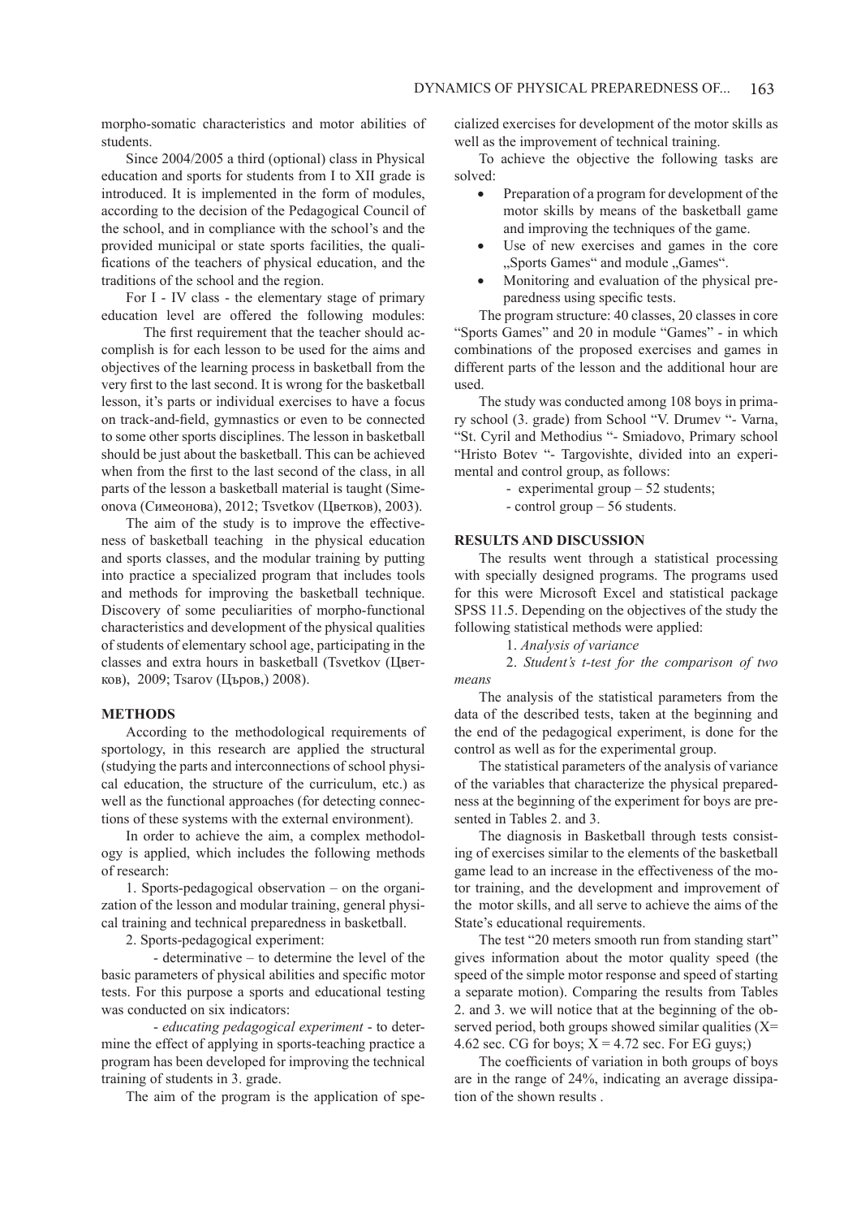morpho-somatic characteristics and motor abilities of students.

Since 2004/2005 a third (optional) class in Physical education and sports for students from I to XII grade is introduced. It is implemented in the form of modules, according to the decision of the Pedagogical Council of the school, and in compliance with the school's and the provided municipal or state sports facilities, the qualifications of the teachers of physical education, and the traditions of the school and the region.

For I - IV class - the elementary stage of primary education level are offered the following modules:

The first requirement that the teacher should accomplish is for each lesson to be used for the aims and objectives of the learning process in basketball from the very first to the last second. It is wrong for the basketball lesson, it's parts or individual exercises to have a focus on track-and-field, gymnastics or even to be connected to some other sports disciplines. The lesson in basketball should be just about the basketball. This can be achieved when from the first to the last second of the class, in all parts of the lesson a basketball material is taught (Simeonova (Симеонова), 2012; Tsvetkov (Цветков), 2003).

The aim of the study is to improve the effectiveness of basketball teaching in the physical education and sports classes, and the modular training by putting into practice a specialized program that includes tools and methods for improving the basketball technique. Discovery of some peculiarities of morpho-functional characteristics and development of the physical qualities of students of elementary school age, participating in the classes and extra hours in basketball (Tsvetkov (Цветков), 2009; Tsarov (Църов,) 2008).

## METHODS

According to the methodological requirements of sportology, in this research are applied the structural (studying the parts and interconnections of school physical education, the structure of the curriculum, etc.) as well as the functional approaches (for detecting connections of these systems with the external environment).

In order to achieve the aim, a complex methodology is applied, which includes the following methods of research:

1. Sports-pedagogical observation – on the organization of the lesson and modular training, general physical training and technical preparedness in basketball.

2. Sports-pedagogical experiment:

- determinative – to determine the level of the basic parameters of physical abilities and specific motor tests. For this purpose a sports and educational testing was conducted on six indicators:

- *educating pedagogical experiment* - to determine the effect of applying in sports-teaching practice a program has been developed for improving the technical training of students in 3. grade.

The aim of the program is the application of specialized exercises for development of the motor skills as well as the improvement of technical training.

To achieve the objective the following tasks are solved:

- Preparation of a program for development of the motor skills by means of the basketball game and improving the techniques of the game.
- Use of new exercises and games in the core „Sports Games" and module „Games".
- Monitoring and evaluation of the physical preparedness using specific tests.

The program structure: 40 classes, 20 classes in core "Sports Games" and 20 in module "Games" - in which combinations of the proposed exercises and games in different parts of the lesson and the additional hour are used.

The study was conducted among 108 boys in primary school (3. grade) from School "V. Drumev "- Varna, "St. Cyril and Methodius "- Smiadovo, Primary school "Hristo Botev "- Targovishte, divided into an experimental and control group, as follows:

- experimental group – 52 students;
- control group – 56 students.

## RESULTS AND DISCUSSION

The results went through a statistical processing with specially designed programs. The programs used for this were Microsoft Excel and statistical package SPSS 11.5. Depending on the objectives of the study the following statistical methods were applied:

1. *Analysis of variance*

2. *Student's t-test for the comparison of two means*

The analysis of the statistical parameters from the data of the described tests, taken at the beginning and the end of the pedagogical experiment, is done for the control as well as for the experimental group.

The statistical parameters of the analysis of variance of the variables that characterize the physical preparedness at the beginning of the experiment for boys are presented in Tables 2. and 3.

The diagnosis in Basketball through tests consisting of exercises similar to the elements of the basketball game lead to an increase in the effectiveness of the motor training, and the development and improvement of the motor skills, and all serve to achieve the aims of the State's educational requirements.

The test "20 meters smooth run from standing start" gives information about the motor quality speed (the speed of the simple motor response and speed of starting a separate motion). Comparing the results from Tables 2. and 3. we will notice that at the beginning of the observed period, both groups showed similar qualities ($X$= 4.62 sec. CG for boys; $X$ = 4.72 sec. For EG guys;)

The coefficients of variation in both groups of boys are in the range of 24%, indicating an average dissipation of the shown results .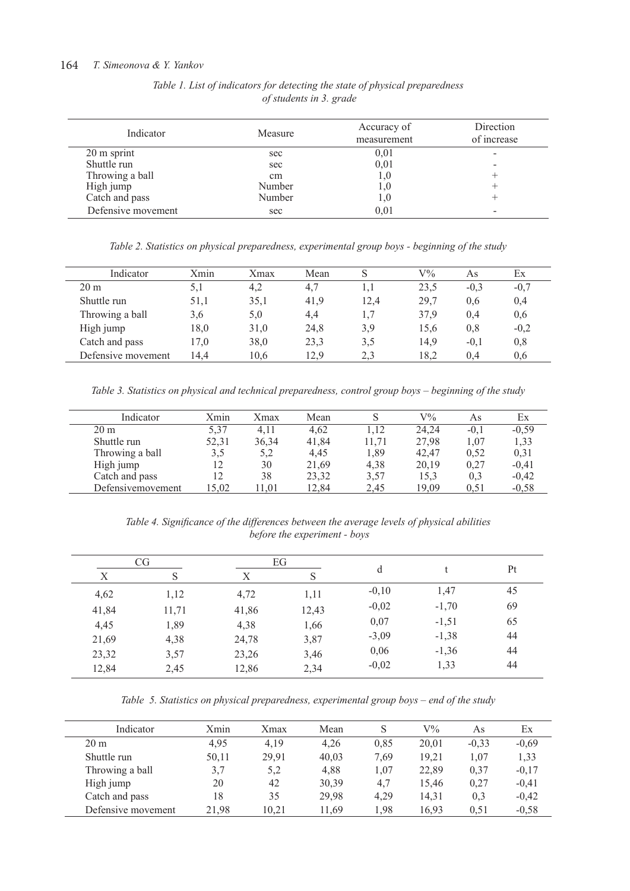*Table 1. List of indicators for detecting the state of physical preparedness of students in 3. grade*

| Indicator | Measure | Accuracy of measurement | Direction of increase |
|---|---|---|---|
| 20 m sprint | sec | 0,01 | - |
| Shuttle run | sec | 0,01 | - |
| Throwing a ball | cm | 1,0 | + |
| High jump | Number | 1,0 | + |
| Catch and pass | Number | 1,0 | + |
| Defensive movement | sec | 0,01 | - |

*Table 2. Statistics on physical preparedness, experimental group boys - beginning of the study*

| Indicator | Xmin | Xmax | Mean | S | V% | As | Ex |
|---|---|---|---|---|---|---|---|
| 20 m | 5,1 | 4,2 | 4,7 | 1,1 | 23,5 | -0,3 | -0,7 |
| Shuttle run | 51,1 | 35,1 | 41,9 | 12,4 | 29,7 | 0,6 | 0,4 |
| Throwing a ball | 3,6 | 5,0 | 4,4 | 1,7 | 37,9 | 0,4 | 0,6 |
| High jump | 18,0 | 31,0 | 24,8 | 3,9 | 15,6 | 0,8 | -0,2 |
| Catch and pass | 17,0 | 38,0 | 23,3 | 3,5 | 14,9 | -0,1 | 0,8 |
| Defensive movement | 14,4 | 10,6 | 12,9 | 2,3 | 18,2 | 0,4 | 0,6 |

*Table 3. Statistics on physical and technical preparedness, control group boys – beginning of the study*

| Indicator | Xmin | Xmax | Mean | S | V% | As | Ex |
|---|---|---|---|---|---|---|---|
| 20 m | 5,37 | 4,11 | 4,62 | 1,12 | 24,24 | -0,1 | -0,59 |
| Shuttle run | 52,31 | 36,34 | 41,84 | 11,71 | 27,98 | 1,07 | 1,33 |
| Throwing a ball | 3,5 | 5,2 | 4,45 | 1,89 | 42,47 | 0,52 | 0,31 |
| High jump | 12 | 30 | 21,69 | 4,38 | 20,19 | 0,27 | -0,41 |
| Catch and pass | 12 | 38 | 23,32 | 3,57 | 15,3 | 0,3 | -0,42 |
| Defensivemovement | 15,02 | 11,01 | 12,84 | 2,45 | 19,09 | 0,51 | -0,58 |

*Table 4. Significance of the differences between the average levels of physical abilities before the experiment - boys*

| CG | | EG | | d | t | Pt |
|---|---|---|---|---|---|---|
| X | S | X | S | | | |
| 4,62 | 1,12 | 4,72 | 1,11 | -0,10 | 1,47 | 45 |
| 41,84 | 11,71 | 41,86 | 12,43 | -0,02 | -1,70 | 69 |
| 4,45 | 1,89 | 4,38 | 1,66 | 0,07 | -1,51 | 65 |
| 21,69 | 4,38 | 24,78 | 3,87 | -3,09 | -1,38 | 44 |
| 23,32 | 3,57 | 23,26 | 3,46 | 0,06 | -1,36 | 44 |
| 12,84 | 2,45 | 12,86 | 2,34 | -0,02 | 1,33 | 44 |

*Table 5. Statistics on physical preparedness, experimental group boys – end of the study*

| Indicator | Xmin | Xmax | Mean | S | V% | As | Ex |
|---|---|---|---|---|---|---|---|
| 20 m | 4,95 | 4,19 | 4,26 | 0,85 | 20,01 | -0,33 | -0,69 |
| Shuttle run | 50,11 | 29,91 | 40,03 | 7,69 | 19,21 | 1,07 | 1,33 |
| Throwing a ball | 3,7 | 5,2 | 4,88 | 1,07 | 22,89 | 0,37 | -0,17 |
| High jump | 20 | 42 | 30,39 | 4,7 | 15,46 | 0,27 | -0,41 |
| Catch and pass | 18 | 35 | 29,98 | 4,29 | 14,31 | 0,3 | -0,42 |
| Defensive movement | 21,98 | 10,21 | 11,69 | 1,98 | 16,93 | 0,51 | -0,58 |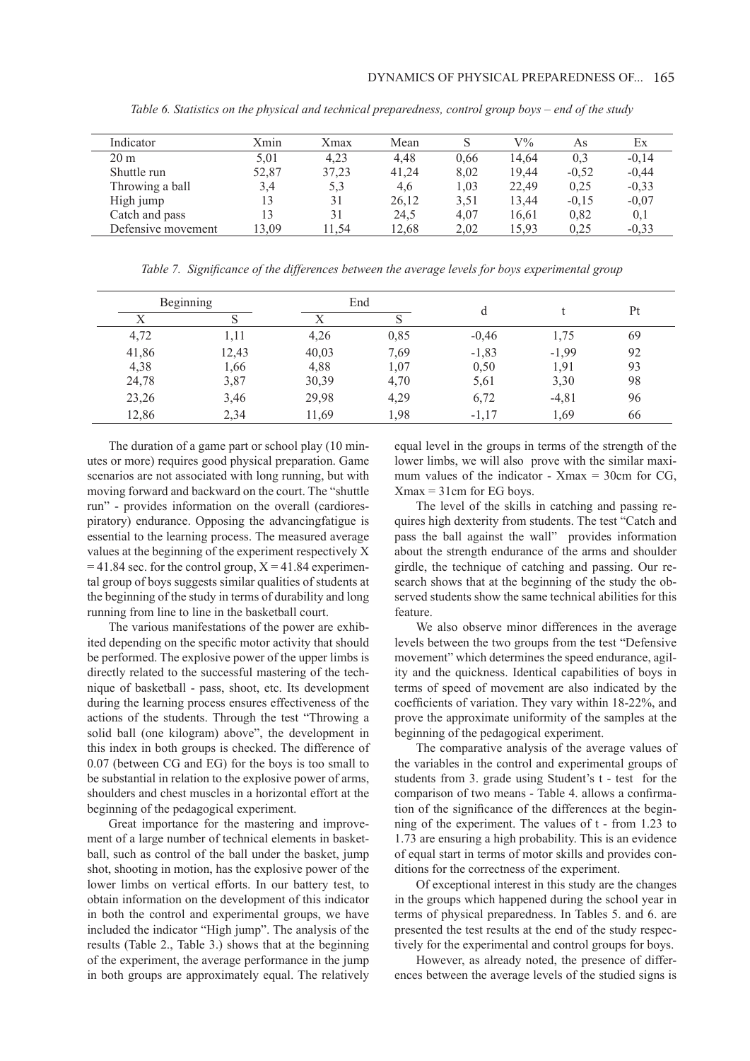*Table 6. Statistics on the physical and technical preparedness, control group boys – end of the study*

| Indicator | Xmin | Xmax | Mean | S | V% | As | Ex |
|---|---|---|---|---|---|---|---|
| 20 m | 5,01 | 4,23 | 4,48 | 0,66 | 14,64 | 0,3 | -0,14 |
| Shuttle run | 52,87 | 37,23 | 41,24 | 8,02 | 19,44 | -0,52 | -0,44 |
| Throwing a ball | 3,4 | 5,3 | 4,6 | 1,03 | 22,49 | 0,25 | -0,33 |
| High jump | 13 | 31 | 26,12 | 3,51 | 13,44 | -0,15 | -0,07 |
| Catch and pass | 13 | 31 | 24,5 | 4,07 | 16,61 | 0,82 | 0,1 |
| Defensive movement | 13,09 | 11,54 | 12,68 | 2,02 | 15,93 | 0,25 | -0,33 |

*Table 7. Significance of the differences between the average levels for boys experimental group*

| Beginning | | End | | d | t | Pt |
|---|---|---|---|---|---|---|
| X | S | X | S | | | |
| 4,72 | 1,11 | 4,26 | 0,85 | -0,46 | 1,75 | 69 |
| 41,86 | 12,43 | 40,03 | 7,69 | -1,83 | -1,99 | 92 |
| 4,38 | 1,66 | 4,88 | 1,07 | 0,50 | 1,91 | 93 |
| 24,78 | 3,87 | 30,39 | 4,70 | 5,61 | 3,30 | 98 |
| 23,26 | 3,46 | 29,98 | 4,29 | 6,72 | -4,81 | 96 |
| 12,86 | 2,34 | 11,69 | 1,98 | -1,17 | 1,69 | 66 |

The duration of a game part or school play (10 minutes or more) requires good physical preparation. Game scenarios are not associated with long running, but with moving forward and backward on the court. The "shuttle run" - provides information on the overall (cardiorespiratory) endurance. Opposing the advancingfatigue is essential to the learning process. The measured average values at the beginning of the experiment respectively X = 41.84 sec. for the control group, X = 41.84 experimental group of boys suggests similar qualities of students at the beginning of the study in terms of durability and long running from line to line in the basketball court.

The various manifestations of the power are exhibited depending on the specific motor activity that should be performed. The explosive power of the upper limbs is directly related to the successful mastering of the technique of basketball - pass, shoot, etc. Its development during the learning process ensures effectiveness of the actions of the students. Through the test "Throwing a solid ball (one kilogram) above", the development in this index in both groups is checked. The difference of 0.07 (between CG and EG) for the boys is too small to be substantial in relation to the explosive power of arms, shoulders and chest muscles in a horizontal effort at the beginning of the pedagogical experiment.

Great importance for the mastering and improvement of a large number of technical elements in basketball, such as control of the ball under the basket, jump shot, shooting in motion, has the explosive power of the lower limbs on vertical efforts. In our battery test, to obtain information on the development of this indicator in both the control and experimental groups, we have included the indicator "High jump". The analysis of the results (Table 2., Table 3.) shows that at the beginning of the experiment, the average performance in the jump in both groups are approximately equal. The relatively equal level in the groups in terms of the strength of the lower limbs, we will also prove with the similar maximum values of the indicator - Xmax = 30cm for CG, Xmax = 31cm for EG boys.

The level of the skills in catching and passing requires high dexterity from students. The test "Catch and pass the ball against the wall" provides information about the strength endurance of the arms and shoulder girdle, the technique of catching and passing. Our research shows that at the beginning of the study the observed students show the same technical abilities for this feature.

We also observe minor differences in the average levels between the two groups from the test "Defensive movement" which determines the speed endurance, agility and the quickness. Identical capabilities of boys in terms of speed of movement are also indicated by the coefficients of variation. They vary within 18-22%, and prove the approximate uniformity of the samples at the beginning of the pedagogical experiment.

The comparative analysis of the average values of the variables in the control and experimental groups of students from 3. grade using Student's t - test for the comparison of two means - Table 4. allows a confirmation of the significance of the differences at the beginning of the experiment. The values of t - from 1.23 to 1.73 are ensuring a high probability. This is an evidence of equal start in terms of motor skills and provides conditions for the correctness of the experiment.

Of exceptional interest in this study are the changes in the groups which happened during the school year in terms of physical preparedness. In Tables 5. and 6. are presented the test results at the end of the study respectively for the experimental and control groups for boys.

However, as already noted, the presence of differences between the average levels of the studied signs is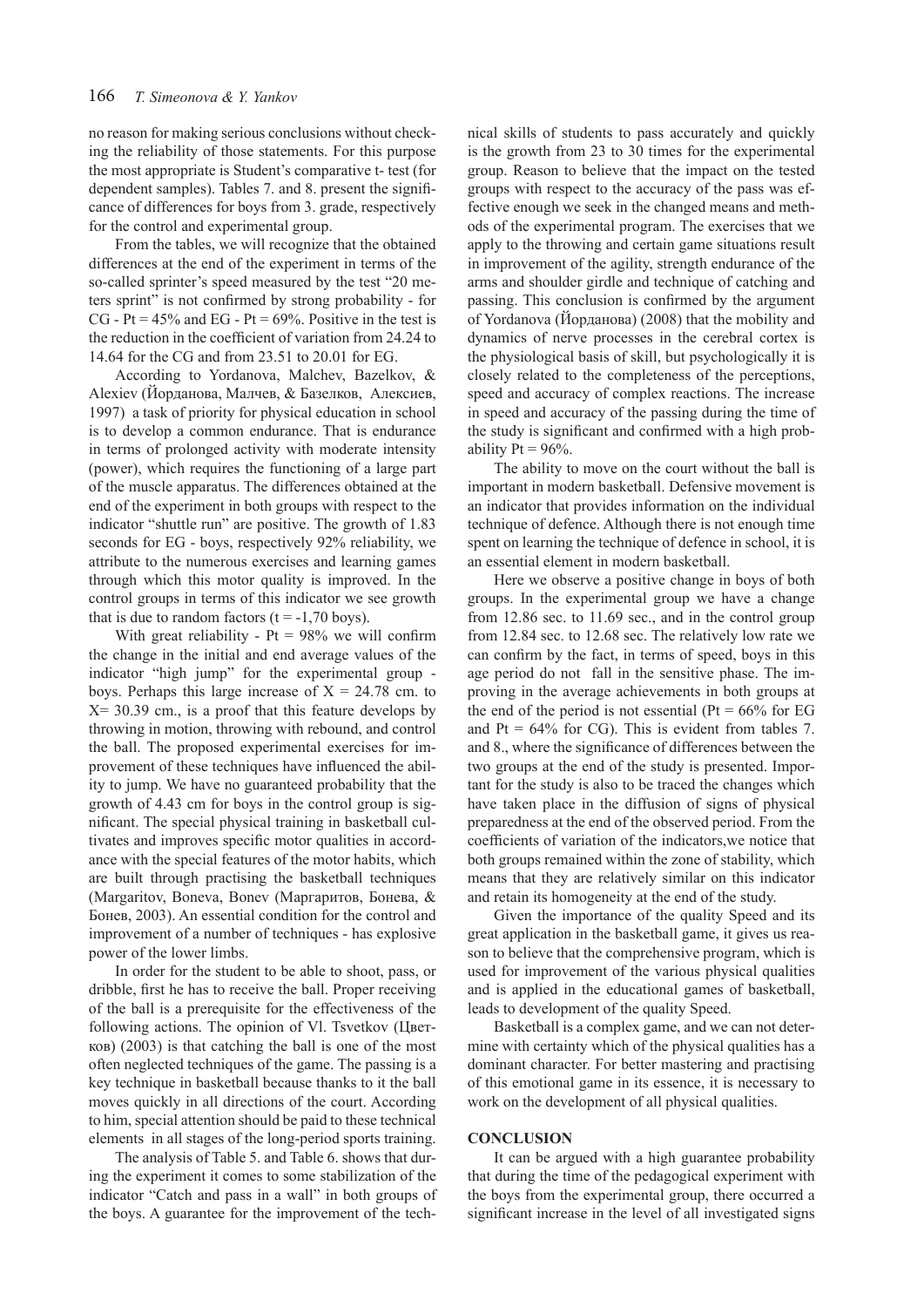no reason for making serious conclusions without checking the reliability of those statements. For this purpose the most appropriate is Student's comparative t- test (for dependent samples). Tables 7. and 8. present the significance of differences for boys from 3. grade, respectively for the control and experimental group.

From the tables, we will recognize that the obtained differences at the end of the experiment in terms of the so-called sprinter's speed measured by the test "20 meters sprint" is not confirmed by strong probability - for CG - Pt = 45% and EG - Pt = 69%. Positive in the test is the reduction in the coefficient of variation from 24.24 to 14.64 for the CG and from 23.51 to 20.01 for EG.

According to Yordanova, Malchev, Bazelkov, & Alexiev (Йорданова, Малчев, & Базелков, Алексиев, 1997) a task of priority for physical education in school is to develop a common endurance. That is endurance in terms of prolonged activity with moderate intensity (power), which requires the functioning of a large part of the muscle apparatus. The differences obtained at the end of the experiment in both groups with respect to the indicator "shuttle run" are positive. The growth of 1.83 seconds for EG - boys, respectively 92% reliability, we attribute to the numerous exercises and learning games through which this motor quality is improved. In the control groups in terms of this indicator we see growth that is due to random factors (t = -1,70 boys).

With great reliability - Pt = 98% we will confirm the change in the initial and end average values of the indicator "high jump" for the experimental group - boys. Perhaps this large increase of X = 24.78 cm. to X= 30.39 cm., is a proof that this feature develops by throwing in motion, throwing with rebound, and control the ball. The proposed experimental exercises for improvement of these techniques have influenced the ability to jump. We have no guaranteed probability that the growth of 4.43 cm for boys in the control group is significant. The special physical training in basketball cultivates and improves specific motor qualities in accordance with the special features of the motor habits, which are built through practising the basketball techniques (Margaritov, Boneva, Bonev (Маргаритов, Бонева, & Бонев, 2003). An essential condition for the control and improvement of a number of techniques - has explosive power of the lower limbs.

In order for the student to be able to shoot, pass, or dribble, first he has to receive the ball. Proper receiving of the ball is a prerequisite for the effectiveness of the following actions. The opinion of Vl. Tsvetkov (Цветков) (2003) is that catching the ball is one of the most often neglected techniques of the game. The passing is a key technique in basketball because thanks to it the ball moves quickly in all directions of the court. According to him, special attention should be paid to these technical elements in all stages of the long-period sports training.

The analysis of Table 5. and Table 6. shows that during the experiment it comes to some stabilization of the indicator "Catch and pass in a wall" in both groups of the boys. A guarantee for the improvement of the technical skills of students to pass accurately and quickly is the growth from 23 to 30 times for the experimental group. Reason to believe that the impact on the tested groups with respect to the accuracy of the pass was effective enough we seek in the changed means and methods of the experimental program. The exercises that we apply to the throwing and certain game situations result in improvement of the agility, strength endurance of the arms and shoulder girdle and technique of catching and passing. This conclusion is confirmed by the argument of Yordanova (Йорданова) (2008) that the mobility and dynamics of nerve processes in the cerebral cortex is the physiological basis of skill, but psychologically it is closely related to the completeness of the perceptions, speed and accuracy of complex reactions. The increase in speed and accuracy of the passing during the time of the study is significant and confirmed with a high probability Pt = 96%.

The ability to move on the court without the ball is important in modern basketball. Defensive movement is an indicator that provides information on the individual technique of defence. Although there is not enough time spent on learning the technique of defence in school, it is an essential element in modern basketball.

Here we observe a positive change in boys of both groups. In the experimental group we have a change from 12.86 sec. to 11.69 sec., and in the control group from 12.84 sec. to 12.68 sec. The relatively low rate we can confirm by the fact, in terms of speed, boys in this age period do not fall in the sensitive phase. The improving in the average achievements in both groups at the end of the period is not essential (Pt = 66% for EG and Pt = 64% for CG). This is evident from tables 7. and 8., where the significance of differences between the two groups at the end of the study is presented. Important for the study is also to be traced the changes which have taken place in the diffusion of signs of physical preparedness at the end of the observed period. From the coefficients of variation of the indicators,we notice that both groups remained within the zone of stability, which means that they are relatively similar on this indicator and retain its homogeneity at the end of the study.

Given the importance of the quality Speed and its great application in the basketball game, it gives us reason to believe that the comprehensive program, which is used for improvement of the various physical qualities and is applied in the educational games of basketball, leads to development of the quality Speed.

Basketball is a complex game, and we can not determine with certainty which of the physical qualities has a dominant character. For better mastering and practising of this emotional game in its essence, it is necessary to work on the development of all physical qualities.

## CONCLUSION

It can be argued with a high guarantee probability that during the time of the pedagogical experiment with the boys from the experimental group, there occurred a significant increase in the level of all investigated signs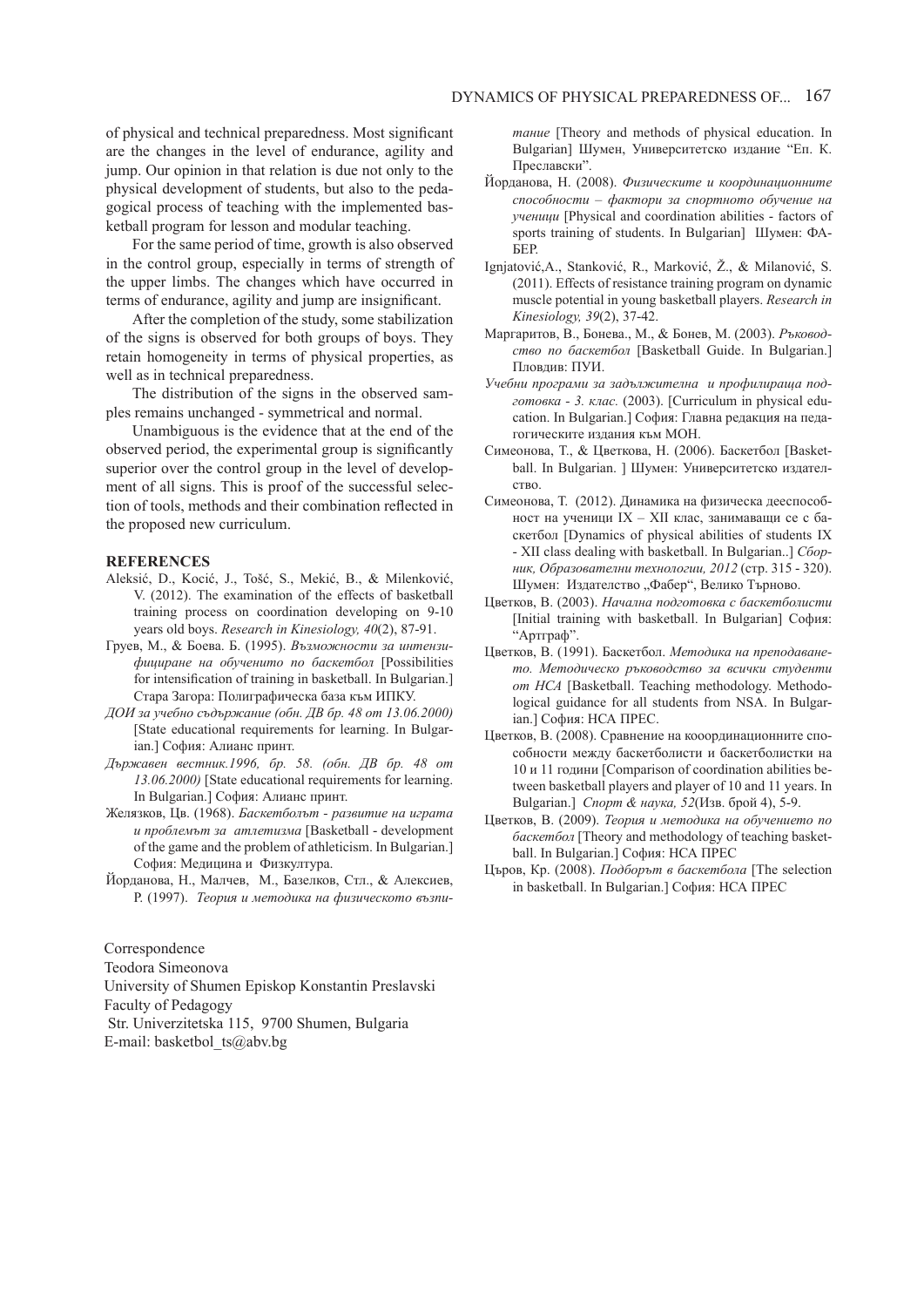of physical and technical preparedness. Most significant are the changes in the level of endurance, agility and jump. Our opinion in that relation is due not only to the physical development of students, but also to the pedagogical process of teaching with the implemented basketball program for lesson and modular teaching.

For the same period of time, growth is also observed in the control group, especially in terms of strength of the upper limbs. The changes which have occurred in terms of endurance, agility and jump are insignificant.

After the completion of the study, some stabilization of the signs is observed for both groups of boys. They retain homogeneity in terms of physical properties, as well as in technical preparedness.

The distribution of the signs in the observed samples remains unchanged - symmetrical and normal.

Unambiguous is the evidence that at the end of the observed period, the experimental group is significantly superior over the control group in the level of development of all signs. This is proof of the successful selection of tools, methods and their combination reflected in the proposed new curriculum.

## REFERENCES

Aleksić, D., Kocić, J., Tošć, S., Mekić, B., & Milenković, V. (2012). The examination of the effects of basketball training process on coordination developing on 9-10 years old boys. *Research in Kinesiology, 40*(2), 87-91.

Груев, М., & Боева. Б. (1995). *Възможности за интензифициране на обучението по баскетбол* [Possibilities for intensification of training in basketball. In Bulgarian.] Стара Загора: Полиграфическа база към ИПКУ.

*ДОИ за учебно съдържание (обн. ДВ бр. 48 от 13.06.2000)* [State educational requirements for learning. In Bulgarian.] София: Алианс принт.

*Държавен вестник.1996, бр. 58. (обн. ДВ бр. 48 от 13.06.2000)* [State educational requirements for learning. In Bulgarian.] София: Алианс принт.

Желязков, Цв. (1968). *Баскетболът - развитие на играта и проблемът за атлетизма* [Basketball - development of the game and the problem of athleticism. In Bulgarian.] София: Медицина и Физкултура.

Йорданова, Н., Малчев, М., Базелков, Стл., & Алексиев, Р. (1997). *Теория и методика на физическото възпитание* [Theory and methods of physical education. In Bulgarian] Шумен, Университетско издание "Еп. К. Преславски".

Йорданова, Н. (2008). *Физическите и координационните способности – фактори за спортното обучение на ученици* [Physical and coordination abilities - factors of sports training of students. In Bulgarian] Шумен: ФАБЕР.

Ignjatović,A., Stanković, R., Marković, Ž., & Milanović, S. (2011). Effects of resistance training program on dynamic muscle potential in young basketball players. *Research in Kinesiology, 39*(2), 37-42.

Маргаритов, В., Бонева., М., & Бонев, М. (2003). *Ръководство по баскетбол* [Basketball Guide. In Bulgarian.] Пловдив: ПУИ.

*Учебни програми за задължителна и профилираща подготовка - 3. клас.* (2003). [Curriculum in physical education. In Bulgarian.] София: Главна редакция на педагогическите издания към МОН.

Симеонова, Т., & Цветкова, Н. (2006). Баскетбол [Basketball. In Bulgarian. ] Шумен: Университетско издателство.

Симеонова, Т. (2012). Динамика на физическа дееспособност на ученици IX – XII клас, занимаващи се с баскетбол [Dynamics of physical abilities of students IX - XII class dealing with basketball. In Bulgarian..] *Сборник, Образователни технологии, 2012* (стр. 315 - 320). Шумен: Издателство „Фабер", Велико Търново.

Цветков, В. (2003). *Начална подготовка с баскетболисти* [Initial training with basketball. In Bulgarian] София: "Артграф".

Цветков, В. (1991). Баскетбол. *Методика на преподаването. Методическо ръководство за всички студенти от НСА* [Basketball. Teaching methodology. Methodological guidance for all students from NSA. In Bulgarian.] София: НСА ПРЕС.

Цветков, В. (2008). Сравнение на кооординационните способности между баскетболисти и баскетболистки на 10 и 11 години [Comparison of coordination abilities between basketball players and player of 10 and 11 years. In Bulgarian.] *Спорт & наука, 52*(Изв. брой 4), 5-9.

Цветков, В. (2009). *Теория и методика на обучението по баскетбол* [Theory and methodology of teaching basketball. In Bulgarian.] София: НСА ПРЕС

Църов, Кр. (2008). *Подборът в баскетбола* [The selection in basketball. In Bulgarian.] София: НСА ПРЕС

Correspondence
Teodora Simeonova
University of Shumen Episkop Konstantin Preslavski
Faculty of Pedagogy
Str. Univerzitetska 115, 9700 Shumen, Bulgaria
E-mail: basketbol_ts@abv.bg